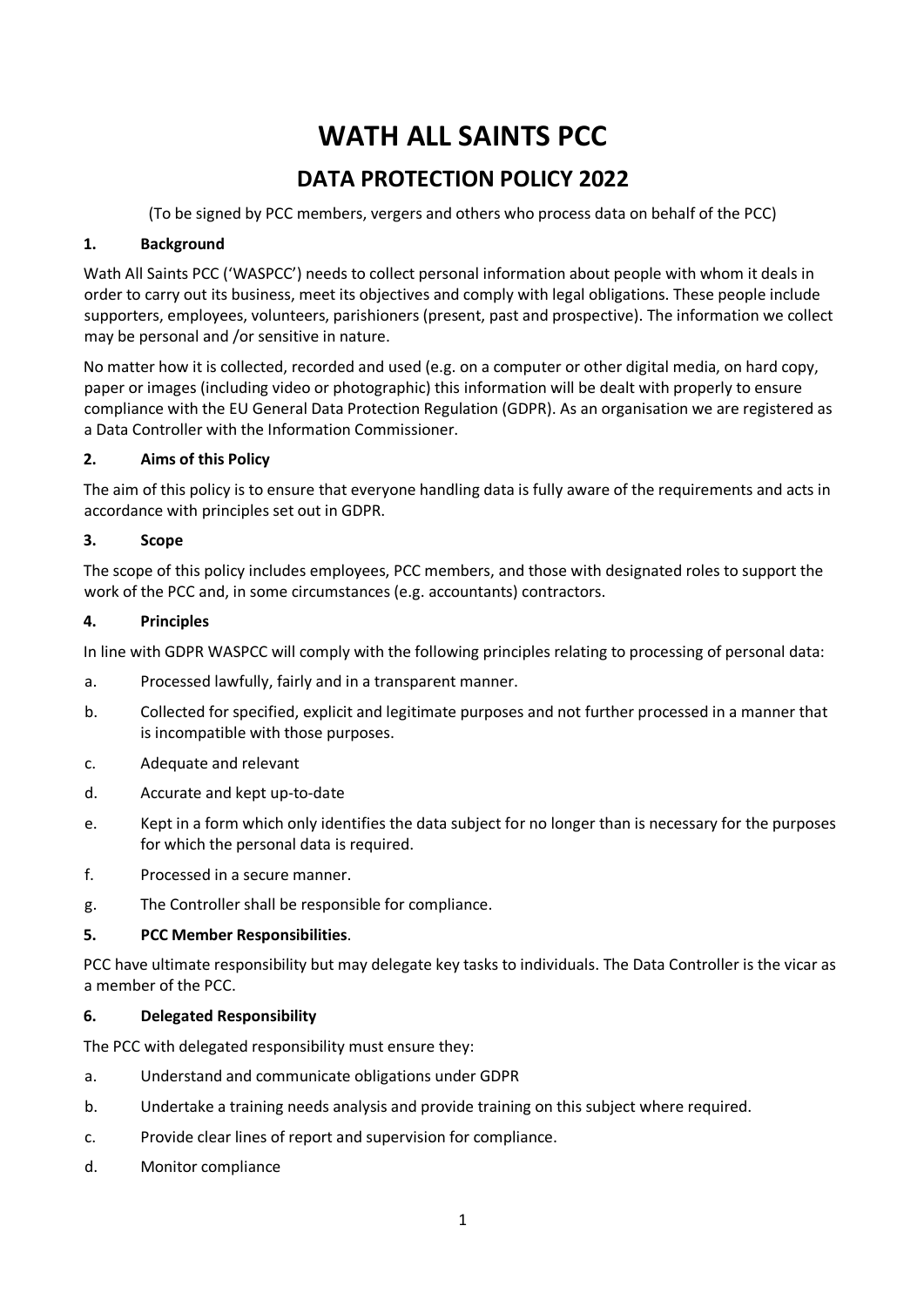# WATH ALL SAINTS PCC

## DATA PROTECTION POLICY 2022

(To be signed by PCC members, vergers and others who process data on behalf of the PCC)

### 1. Background

Wath All Saints PCC ('WASPCC') needs to collect personal information about people with whom it deals in order to carry out its business, meet its objectives and comply with legal obligations. These people include supporters, employees, volunteers, parishioners (present, past and prospective). The information we collect may be personal and /or sensitive in nature.

No matter how it is collected, recorded and used (e.g. on a computer or other digital media, on hard copy, paper or images (including video or photographic) this information will be dealt with properly to ensure compliance with the EU General Data Protection Regulation (GDPR). As an organisation we are registered as a Data Controller with the Information Commissioner.

### 2. Aims of this Policy

The aim of this policy is to ensure that everyone handling data is fully aware of the requirements and acts in accordance with principles set out in GDPR.

### 3. Scope

The scope of this policy includes employees, PCC members, and those with designated roles to support the work of the PCC and, in some circumstances (e.g. accountants) contractors.

### 4. Principles

In line with GDPR WASPCC will comply with the following principles relating to processing of personal data:

a. Processed lawfully, fairly and in a transparent manner.

b. Collected for specified, explicit and legitimate purposes and not further processed in a manner that is incompatible with those purposes.

c. Adequate and relevant

d. Accurate and kept up-to-date

e. Kept in a form which only identifies the data subject for no longer than is necessary for the purposes for which the personal data is required.

f. Processed in a secure manner.

g. The Controller shall be responsible for compliance.

### 5. PCC Member Responsibilities.

PCC have ultimate responsibility but may delegate key tasks to individuals. The Data Controller is the vicar as a member of the PCC.

### 6. Delegated Responsibility

The PCC with delegated responsibility must ensure they:

a. Understand and communicate obligations under GDPR

b. Undertake a training needs analysis and provide training on this subject where required.

c. Provide clear lines of report and supervision for compliance.

d. Monitor compliance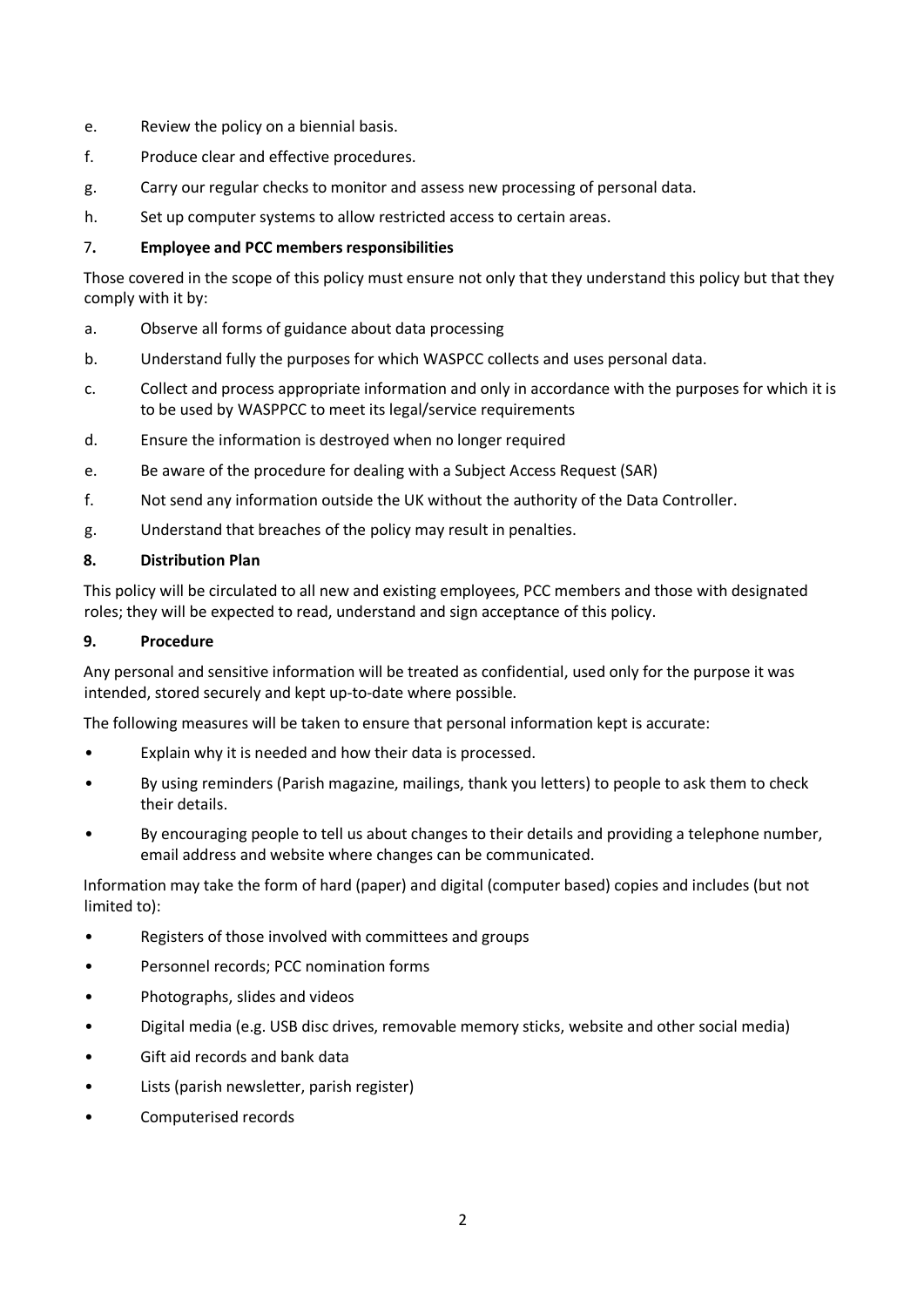e. Review the policy on a biennial basis.

f. Produce clear and effective procedures.

g. Carry our regular checks to monitor and assess new processing of personal data.

h. Set up computer systems to allow restricted access to certain areas.

## 7. Employee and PCC members responsibilities

Those covered in the scope of this policy must ensure not only that they understand this policy but that they comply with it by:

a. Observe all forms of guidance about data processing

b. Understand fully the purposes for which WASPCC collects and uses personal data.

c. Collect and process appropriate information and only in accordance with the purposes for which it is to be used by WASPPCC to meet its legal/service requirements

d. Ensure the information is destroyed when no longer required

e. Be aware of the procedure for dealing with a Subject Access Request (SAR)

f. Not send any information outside the UK without the authority of the Data Controller.

g. Understand that breaches of the policy may result in penalties.

## 8. Distribution Plan

This policy will be circulated to all new and existing employees, PCC members and those with designated roles; they will be expected to read, understand and sign acceptance of this policy.

## 9. Procedure

Any personal and sensitive information will be treated as confidential, used only for the purpose it was intended, stored securely and kept up-to-date where possible.

The following measures will be taken to ensure that personal information kept is accurate:

- Explain why it is needed and how their data is processed.
- By using reminders (Parish magazine, mailings, thank you letters) to people to ask them to check their details.
- By encouraging people to tell us about changes to their details and providing a telephone number, email address and website where changes can be communicated.

Information may take the form of hard (paper) and digital (computer based) copies and includes (but not limited to):

- Registers of those involved with committees and groups
- Personnel records; PCC nomination forms
- Photographs, slides and videos
- Digital media (e.g. USB disc drives, removable memory sticks, website and other social media)
- Gift aid records and bank data
- Lists (parish newsletter, parish register)
- Computerised records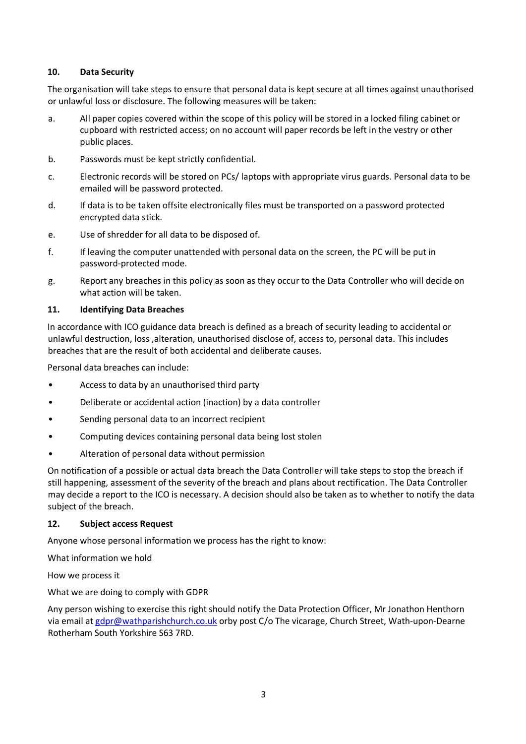## 10. Data Security

The organisation will take steps to ensure that personal data is kept secure at all times against unauthorised or unlawful loss or disclosure. The following measures will be taken:

a. All paper copies covered within the scope of this policy will be stored in a locked filing cabinet or cupboard with restricted access; on no account will paper records be left in the vestry or other public places.

b. Passwords must be kept strictly confidential.

c. Electronic records will be stored on PCs/ laptops with appropriate virus guards. Personal data to be emailed will be password protected.

d. If data is to be taken offsite electronically files must be transported on a password protected encrypted data stick.

e. Use of shredder for all data to be disposed of.

f. If leaving the computer unattended with personal data on the screen, the PC will be put in password-protected mode.

g. Report any breaches in this policy as soon as they occur to the Data Controller who will decide on what action will be taken.

## 11. Identifying Data Breaches

In accordance with ICO guidance data breach is defined as a breach of security leading to accidental or unlawful destruction, loss ,alteration, unauthorised disclose of, access to, personal data. This includes breaches that are the result of both accidental and deliberate causes.

Personal data breaches can include:

- Access to data by an unauthorised third party
- Deliberate or accidental action (inaction) by a data controller
- Sending personal data to an incorrect recipient
- Computing devices containing personal data being lost stolen
- Alteration of personal data without permission

On notification of a possible or actual data breach the Data Controller will take steps to stop the breach if still happening, assessment of the severity of the breach and plans about rectification. The Data Controller may decide a report to the ICO is necessary. A decision should also be taken as to whether to notify the data subject of the breach.

## 12. Subject access Request

Anyone whose personal information we process has the right to know:

What information we hold

How we process it

What we are doing to comply with GDPR

Any person wishing to exercise this right should notify the Data Protection Officer, Mr Jonathon Henthorn via email at gdpr@wathparishchurch.co.uk orby post C/o The vicarage, Church Street, Wath-upon-Dearne Rotherham South Yorkshire S63 7RD.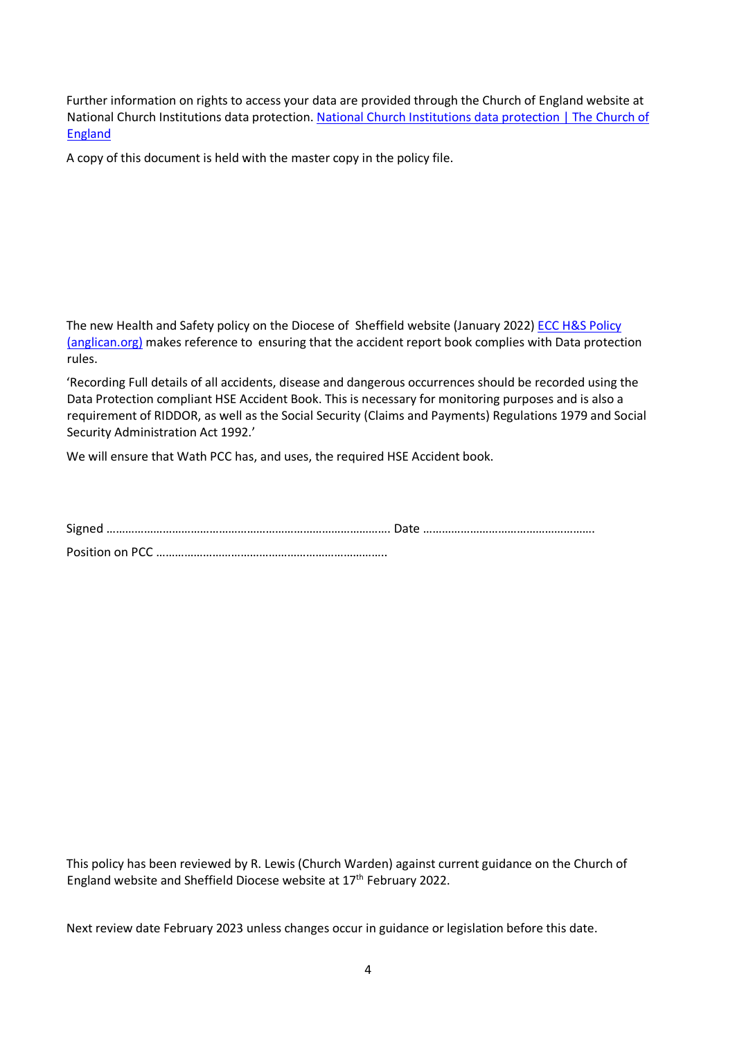Further information on rights to access your data are provided through the Church of England website at National Church Institutions data protection. [National Church Institutions data protection | The Church of England]

A copy of this document is held with the master copy in the policy file.

The new Health and Safety policy on the Diocese of Sheffield website (January 2022) [ECC H&S Policy (anglican.org)] makes reference to ensuring that the accident report book complies with Data protection rules.

'Recording Full details of all accidents, disease and dangerous occurrences should be recorded using the Data Protection compliant HSE Accident Book. This is necessary for monitoring purposes and is also a requirement of RIDDOR, as well as the Social Security (Claims and Payments) Regulations 1979 and Social Security Administration Act 1992.'

We will ensure that Wath PCC has, and uses, the required HSE Accident book.

Signed ………………………………………………………………………………. Date ……………………………………………….

Position on PCC ……………………………………………………………….

This policy has been reviewed by R. Lewis (Church Warden) against current guidance on the Church of England website and Sheffield Diocese website at 17th February 2022.

Next review date February 2023 unless changes occur in guidance or legislation before this date.